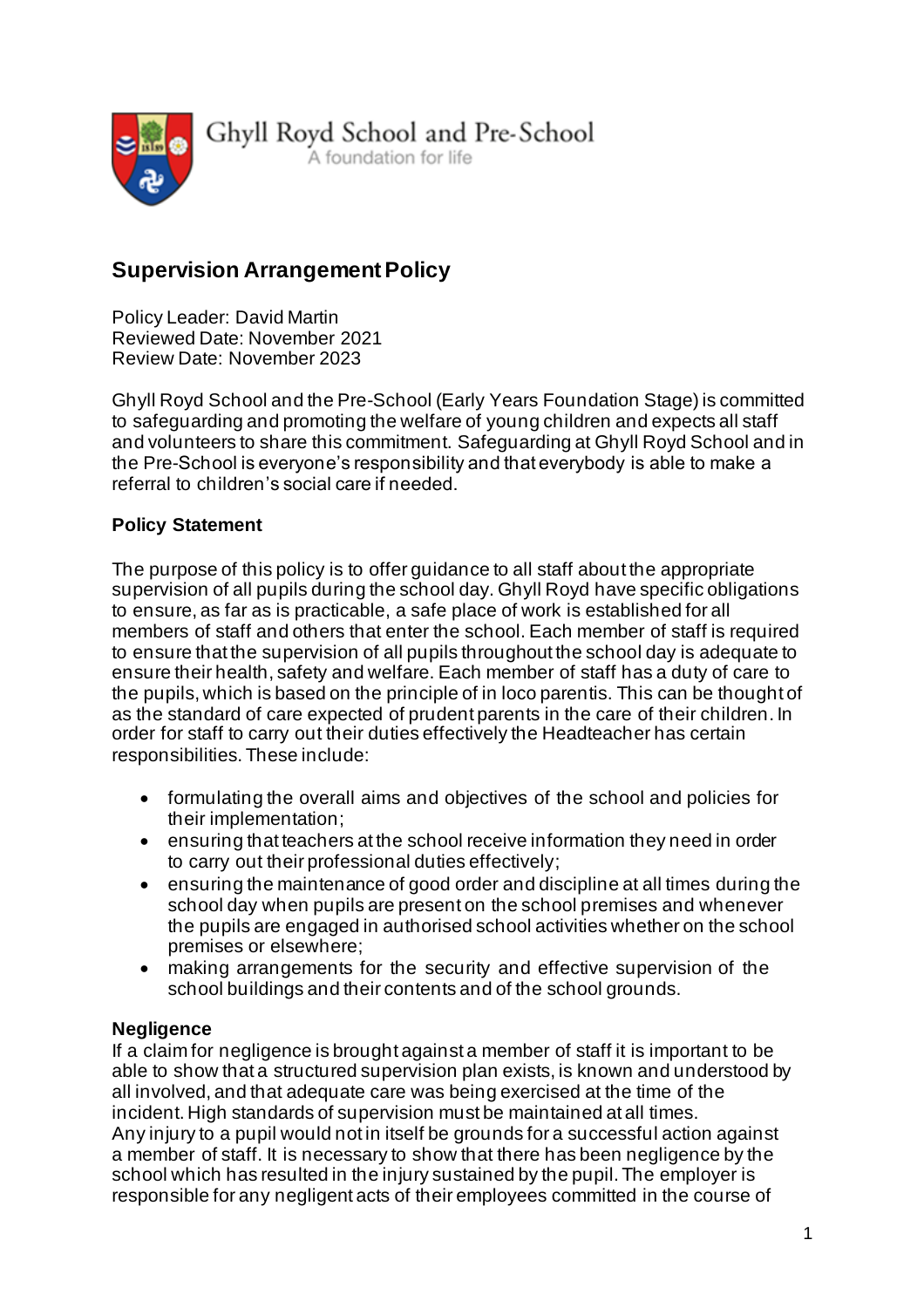Ghyll Royd School and Pre-School

A foundation for life

# Supervision Arrangement Policy

Policy Leader: David Martin
Reviewed Date: November 2021
Review Date: November 2023

Ghyll Royd School and the Pre-School (Early Years Foundation Stage) is committed to safeguarding and promoting the welfare of young children and expects all staff and volunteers to share this commitment. Safeguarding at Ghyll Royd School and in the Pre-School is everyone's responsibility and that everybody is able to make a referral to children's social care if needed.

## Policy Statement

The purpose of this policy is to offer guidance to all staff about the appropriate supervision of all pupils during the school day. Ghyll Royd have specific obligations to ensure, as far as is practicable, a safe place of work is established for all members of staff and others that enter the school. Each member of staff is required to ensure that the supervision of all pupils throughout the school day is adequate to ensure their health, safety and welfare. Each member of staff has a duty of care to the pupils, which is based on the principle of in loco parentis. This can be thought of as the standard of care expected of prudent parents in the care of their children. In order for staff to carry out their duties effectively the Headteacher has certain responsibilities. These include:

- formulating the overall aims and objectives of the school and policies for their implementation;
- ensuring that teachers at the school receive information they need in order to carry out their professional duties effectively;
- ensuring the maintenance of good order and discipline at all times during the school day when pupils are present on the school premises and whenever the pupils are engaged in authorised school activities whether on the school premises or elsewhere;
- making arrangements for the security and effective supervision of the school buildings and their contents and of the school grounds.

## Negligence

If a claim for negligence is brought against a member of staff it is important to be able to show that a structured supervision plan exists, is known and understood by all involved, and that adequate care was being exercised at the time of the incident. High standards of supervision must be maintained at all times.
Any injury to a pupil would not in itself be grounds for a successful action against a member of staff. It is necessary to show that there has been negligence by the school which has resulted in the injury sustained by the pupil. The employer is responsible for any negligent acts of their employees committed in the course of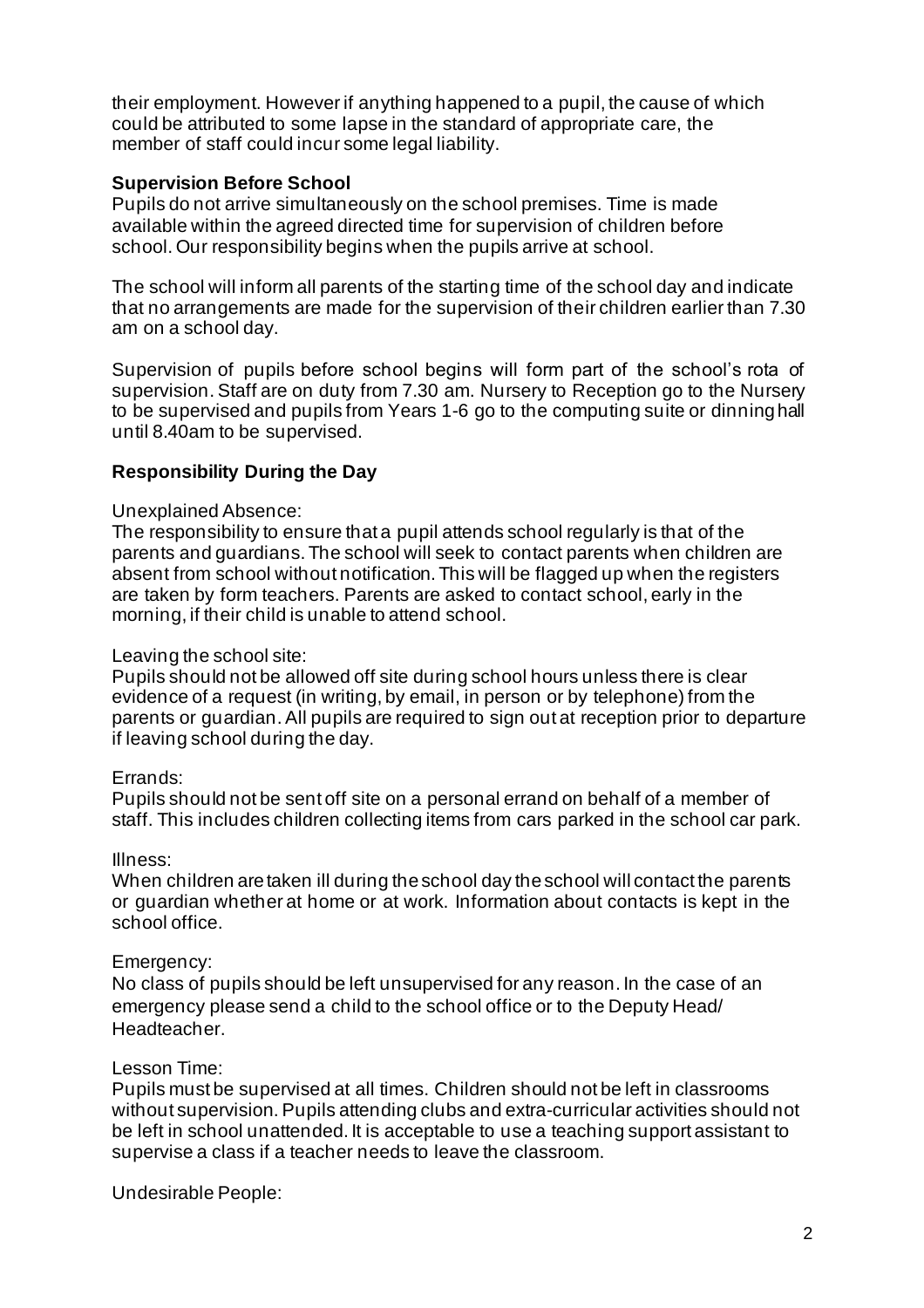their employment. However if anything happened to a pupil, the cause of which could be attributed to some lapse in the standard of appropriate care, the member of staff could incur some legal liability.

**Supervision Before School**

Pupils do not arrive simultaneously on the school premises. Time is made available within the agreed directed time for supervision of children before school. Our responsibility begins when the pupils arrive at school.

The school will inform all parents of the starting time of the school day and indicate that no arrangements are made for the supervision of their children earlier than 7.30 am on a school day.

Supervision of pupils before school begins will form part of the school's rota of supervision. Staff are on duty from 7.30 am. Nursery to Reception go to the Nursery to be supervised and pupils from Years 1-6 go to the computing suite or dinning hall until 8.40am to be supervised.

**Responsibility During the Day**

Unexplained Absence:

The responsibility to ensure that a pupil attends school regularly is that of the parents and guardians. The school will seek to contact parents when children are absent from school without notification. This will be flagged up when the registers are taken by form teachers. Parents are asked to contact school, early in the morning, if their child is unable to attend school.

Leaving the school site:

Pupils should not be allowed off site during school hours unless there is clear evidence of a request (in writing, by email, in person or by telephone) from the parents or guardian. All pupils are required to sign out at reception prior to departure if leaving school during the day.

Errands:

Pupils should not be sent off site on a personal errand on behalf of a member of staff. This includes children collecting items from cars parked in the school car park.

Illness:

When children are taken ill during the school day the school will contact the parents or guardian whether at home or at work. Information about contacts is kept in the school office.

Emergency:

No class of pupils should be left unsupervised for any reason. In the case of an emergency please send a child to the school office or to the Deputy Head/ Headteacher.

Lesson Time:

Pupils must be supervised at all times. Children should not be left in classrooms without supervision. Pupils attending clubs and extra-curricular activities should not be left in school unattended. It is acceptable to use a teaching support assistant to supervise a class if a teacher needs to leave the classroom.

Undesirable People: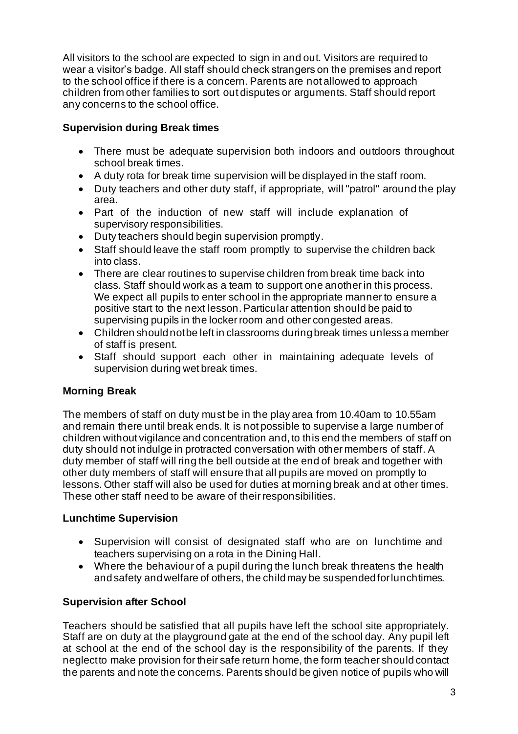All visitors to the school are expected to sign in and out. Visitors are required to wear a visitor's badge. All staff should check strangers on the premises and report to the school office if there is a concern. Parents are not allowed to approach children from other families to sort out disputes or arguments. Staff should report any concerns to the school office.

**Supervision during Break times**

- There must be adequate supervision both indoors and outdoors throughout school break times.
- A duty rota for break time supervision will be displayed in the staff room.
- Duty teachers and other duty staff, if appropriate, will "patrol" around the play area.
- Part of the induction of new staff will include explanation of supervisory responsibilities.
- Duty teachers should begin supervision promptly.
- Staff should leave the staff room promptly to supervise the children back into class.
- There are clear routines to supervise children from break time back into class. Staff should work as a team to support one another in this process. We expect all pupils to enter school in the appropriate manner to ensure a positive start to the next lesson. Particular attention should be paid to supervising pupils in the locker room and other congested areas.
- Children should not be left in classrooms during break times unless a member of staff is present.
- Staff should support each other in maintaining adequate levels of supervision during wet break times.

**Morning Break**

The members of staff on duty must be in the play area from 10.40am to 10.55am and remain there until break ends. It is not possible to supervise a large number of children without vigilance and concentration and, to this end the members of staff on duty should not indulge in protracted conversation with other members of staff. A duty member of staff will ring the bell outside at the end of break and together with other duty members of staff will ensure that all pupils are moved on promptly to lessons. Other staff will also be used for duties at morning break and at other times. These other staff need to be aware of their responsibilities.

**Lunchtime Supervision**

- Supervision will consist of designated staff who are on lunchtime and teachers supervising on a rota in the Dining Hall.
- Where the behaviour of a pupil during the lunch break threatens the health and safety and welfare of others, the child may be suspended for lunchtimes.

**Supervision after School**

Teachers should be satisfied that all pupils have left the school site appropriately. Staff are on duty at the playground gate at the end of the school day. Any pupil left at school at the end of the school day is the responsibility of the parents. If they neglect to make provision for their safe return home, the form teacher should contact the parents and note the concerns. Parents should be given notice of pupils who will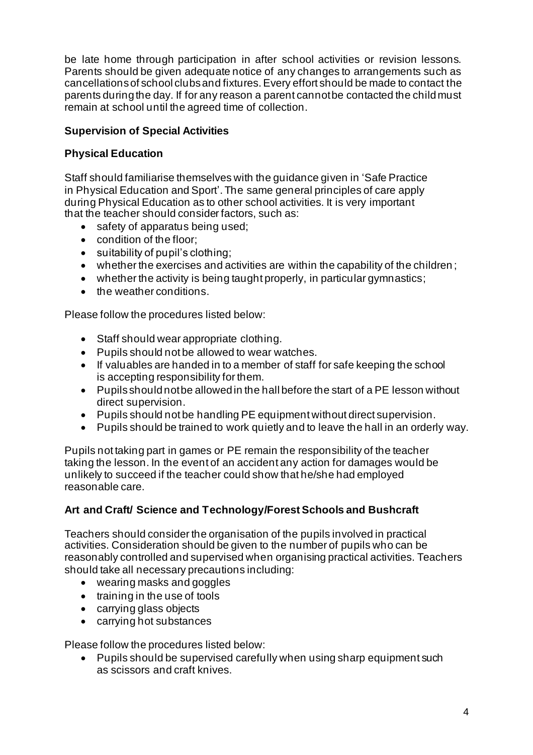be late home through participation in after school activities or revision lessons. Parents should be given adequate notice of any changes to arrangements such as cancellations of school clubs and fixtures. Every effort should be made to contact the parents during the day. If for any reason a parent cannot be contacted the child must remain at school until the agreed time of collection.

## Supervision of Special Activities

### Physical Education

Staff should familiarise themselves with the guidance given in 'Safe Practice in Physical Education and Sport'. The same general principles of care apply during Physical Education as to other school activities. It is very important that the teacher should consider factors, such as:

- safety of apparatus being used;
- condition of the floor;
- suitability of pupil's clothing;
- whether the exercises and activities are within the capability of the children;
- whether the activity is being taught properly, in particular gymnastics;
- the weather conditions.

Please follow the procedures listed below:

- Staff should wear appropriate clothing.
- Pupils should not be allowed to wear watches.
- If valuables are handed in to a member of staff for safe keeping the school is accepting responsibility for them.
- Pupils should not be allowed in the hall before the start of a PE lesson without direct supervision.
- Pupils should not be handling PE equipment without direct supervision.
- Pupils should be trained to work quietly and to leave the hall in an orderly way.

Pupils not taking part in games or PE remain the responsibility of the teacher taking the lesson. In the event of an accident any action for damages would be unlikely to succeed if the teacher could show that he/she had employed reasonable care.

### Art and Craft/ Science and Technology/Forest Schools and Bushcraft

Teachers should consider the organisation of the pupils involved in practical activities. Consideration should be given to the number of pupils who can be reasonably controlled and supervised when organising practical activities. Teachers should take all necessary precautions including:

- wearing masks and goggles
- training in the use of tools
- carrying glass objects
- carrying hot substances

Please follow the procedures listed below:

- Pupils should be supervised carefully when using sharp equipment such as scissors and craft knives.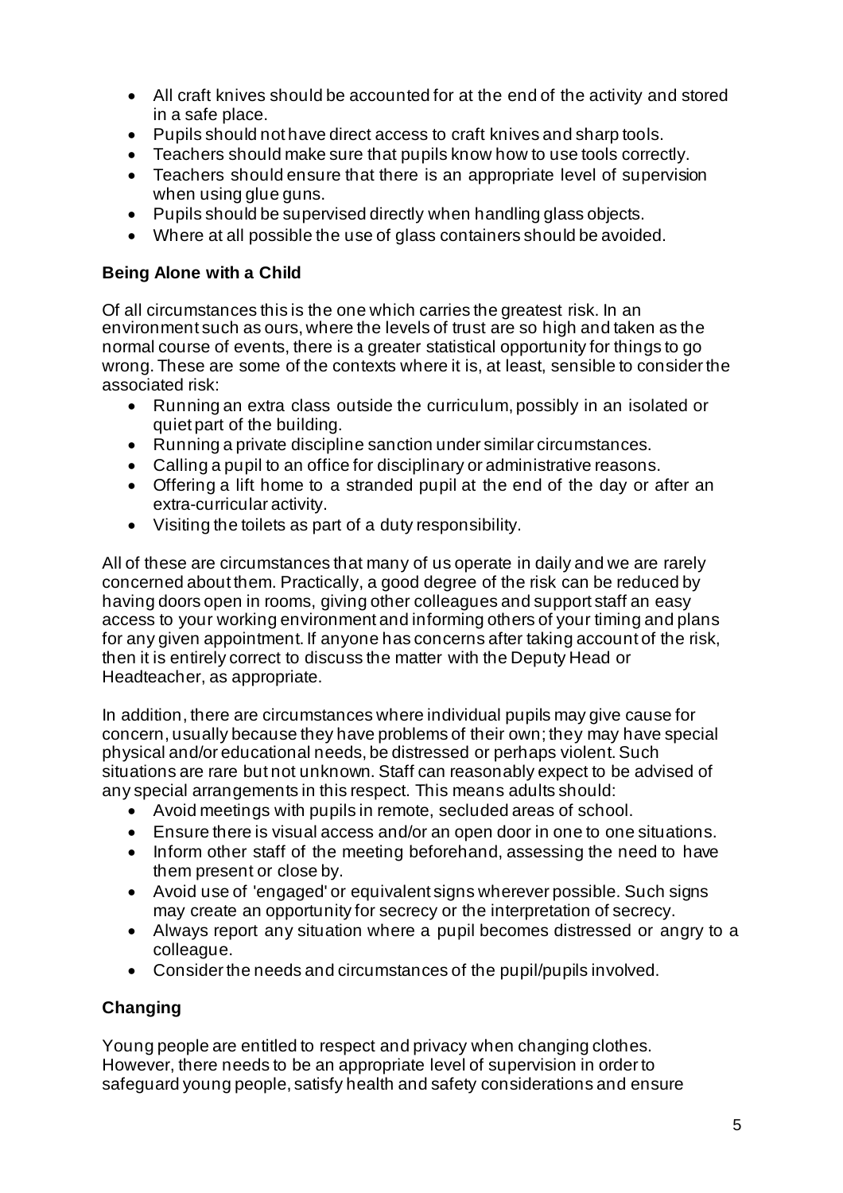- All craft knives should be accounted for at the end of the activity and stored in a safe place.
- Pupils should not have direct access to craft knives and sharp tools.
- Teachers should make sure that pupils know how to use tools correctly.
- Teachers should ensure that there is an appropriate level of supervision when using glue guns.
- Pupils should be supervised directly when handling glass objects.
- Where at all possible the use of glass containers should be avoided.

### Being Alone with a Child

Of all circumstances this is the one which carries the greatest risk. In an environment such as ours, where the levels of trust are so high and taken as the normal course of events, there is a greater statistical opportunity for things to go wrong. These are some of the contexts where it is, at least, sensible to consider the associated risk:

- Running an extra class outside the curriculum, possibly in an isolated or quiet part of the building.
- Running a private discipline sanction under similar circumstances.
- Calling a pupil to an office for disciplinary or administrative reasons.
- Offering a lift home to a stranded pupil at the end of the day or after an extra-curricular activity.
- Visiting the toilets as part of a duty responsibility.

All of these are circumstances that many of us operate in daily and we are rarely concerned about them. Practically, a good degree of the risk can be reduced by having doors open in rooms, giving other colleagues and support staff an easy access to your working environment and informing others of your timing and plans for any given appointment. If anyone has concerns after taking account of the risk, then it is entirely correct to discuss the matter with the Deputy Head or Headteacher, as appropriate.

In addition, there are circumstances where individual pupils may give cause for concern, usually because they have problems of their own; they may have special physical and/or educational needs, be distressed or perhaps violent. Such situations are rare but not unknown. Staff can reasonably expect to be advised of any special arrangements in this respect. This means adults should:

- Avoid meetings with pupils in remote, secluded areas of school.
- Ensure there is visual access and/or an open door in one to one situations.
- Inform other staff of the meeting beforehand, assessing the need to have them present or close by.
- Avoid use of 'engaged' or equivalent signs wherever possible. Such signs may create an opportunity for secrecy or the interpretation of secrecy.
- Always report any situation where a pupil becomes distressed or angry to a colleague.
- Consider the needs and circumstances of the pupil/pupils involved.

### Changing

Young people are entitled to respect and privacy when changing clothes. However, there needs to be an appropriate level of supervision in order to safeguard young people, satisfy health and safety considerations and ensure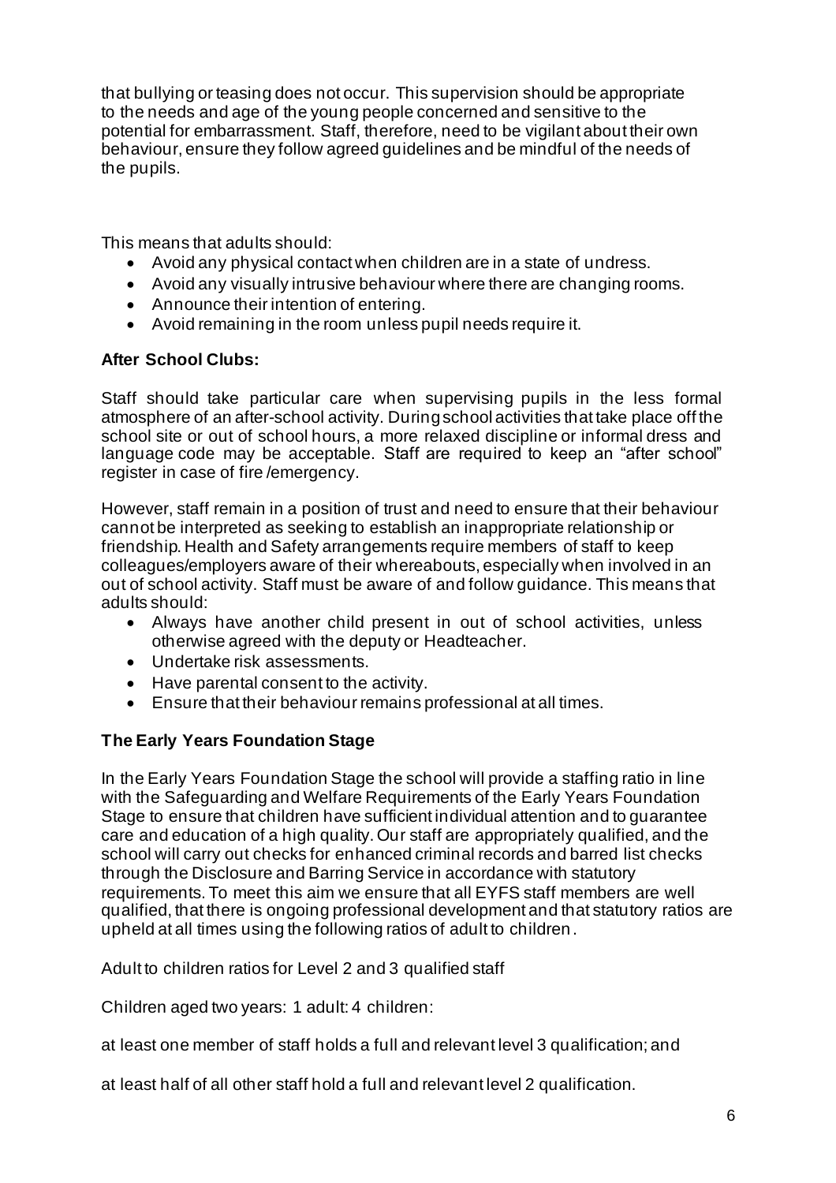that bullying or teasing does not occur. This supervision should be appropriate to the needs and age of the young people concerned and sensitive to the potential for embarrassment. Staff, therefore, need to be vigilant about their own behaviour, ensure they follow agreed guidelines and be mindful of the needs of the pupils.

This means that adults should:

- Avoid any physical contact when children are in a state of undress.
- Avoid any visually intrusive behaviour where there are changing rooms.
- Announce their intention of entering.
- Avoid remaining in the room unless pupil needs require it.

**After School Clubs:**

Staff should take particular care when supervising pupils in the less formal atmosphere of an after-school activity. During school activities that take place off the school site or out of school hours, a more relaxed discipline or informal dress and language code may be acceptable. Staff are required to keep an "after school" register in case of fire /emergency.

However, staff remain in a position of trust and need to ensure that their behaviour cannot be interpreted as seeking to establish an inappropriate relationship or friendship. Health and Safety arrangements require members of staff to keep colleagues/employers aware of their whereabouts, especially when involved in an out of school activity. Staff must be aware of and follow guidance. This means that adults should:

- Always have another child present in out of school activities, unless otherwise agreed with the deputy or Headteacher.
- Undertake risk assessments.
- Have parental consent to the activity.
- Ensure that their behaviour remains professional at all times.

**The Early Years Foundation Stage**

In the Early Years Foundation Stage the school will provide a staffing ratio in line with the Safeguarding and Welfare Requirements of the Early Years Foundation Stage to ensure that children have sufficient individual attention and to guarantee care and education of a high quality. Our staff are appropriately qualified, and the school will carry out checks for enhanced criminal records and barred list checks through the Disclosure and Barring Service in accordance with statutory requirements. To meet this aim we ensure that all EYFS staff members are well qualified, that there is ongoing professional development and that statutory ratios are upheld at all times using the following ratios of adult to children.

Adult to children ratios for Level 2 and 3 qualified staff

Children aged two years: 1 adult: 4 children:

at least one member of staff holds a full and relevant level 3 qualification; and

at least half of all other staff hold a full and relevant level 2 qualification.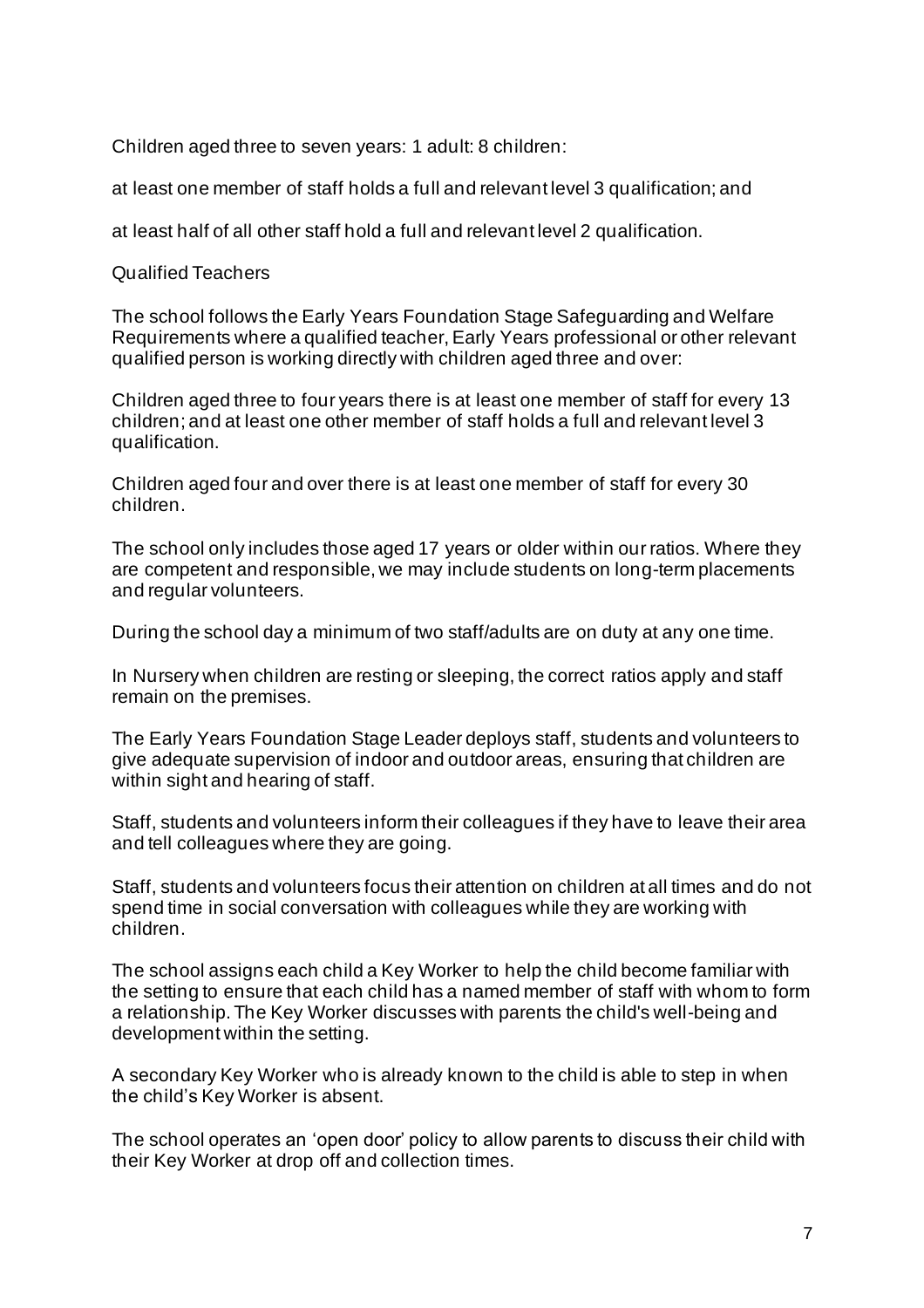Children aged three to seven years: 1 adult: 8 children:

at least one member of staff holds a full and relevant level 3 qualification; and

at least half of all other staff hold a full and relevant level 2 qualification.

Qualified Teachers

The school follows the Early Years Foundation Stage Safeguarding and Welfare Requirements where a qualified teacher, Early Years professional or other relevant qualified person is working directly with children aged three and over:

Children aged three to four years there is at least one member of staff for every 13 children; and at least one other member of staff holds a full and relevant level 3 qualification.

Children aged four and over there is at least one member of staff for every 30 children.

The school only includes those aged 17 years or older within our ratios. Where they are competent and responsible, we may include students on long-term placements and regular volunteers.

During the school day a minimum of two staff/adults are on duty at any one time.

In Nursery when children are resting or sleeping, the correct ratios apply and staff remain on the premises.

The Early Years Foundation Stage Leader deploys staff, students and volunteers to give adequate supervision of indoor and outdoor areas, ensuring that children are within sight and hearing of staff.

Staff, students and volunteers inform their colleagues if they have to leave their area and tell colleagues where they are going.

Staff, students and volunteers focus their attention on children at all times and do not spend time in social conversation with colleagues while they are working with children.

The school assigns each child a Key Worker to help the child become familiar with the setting to ensure that each child has a named member of staff with whom to form a relationship. The Key Worker discusses with parents the child's well-being and development within the setting.

A secondary Key Worker who is already known to the child is able to step in when the child's Key Worker is absent.

The school operates an 'open door' policy to allow parents to discuss their child with their Key Worker at drop off and collection times.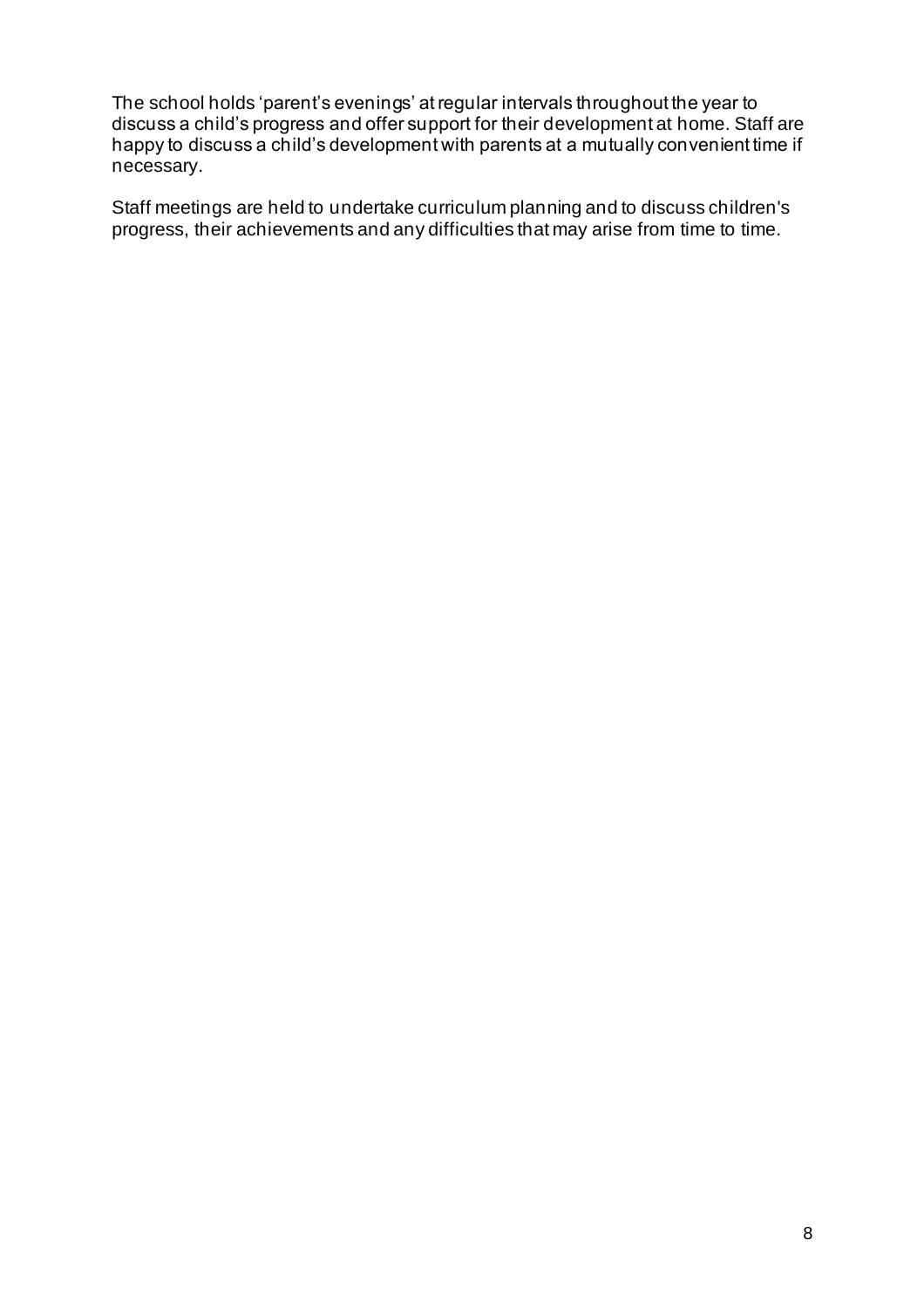The school holds 'parent's evenings' at regular intervals throughout the year to discuss a child's progress and offer support for their development at home. Staff are happy to discuss a child's development with parents at a mutually convenient time if necessary.

Staff meetings are held to undertake curriculum planning and to discuss children's progress, their achievements and any difficulties that may arise from time to time.